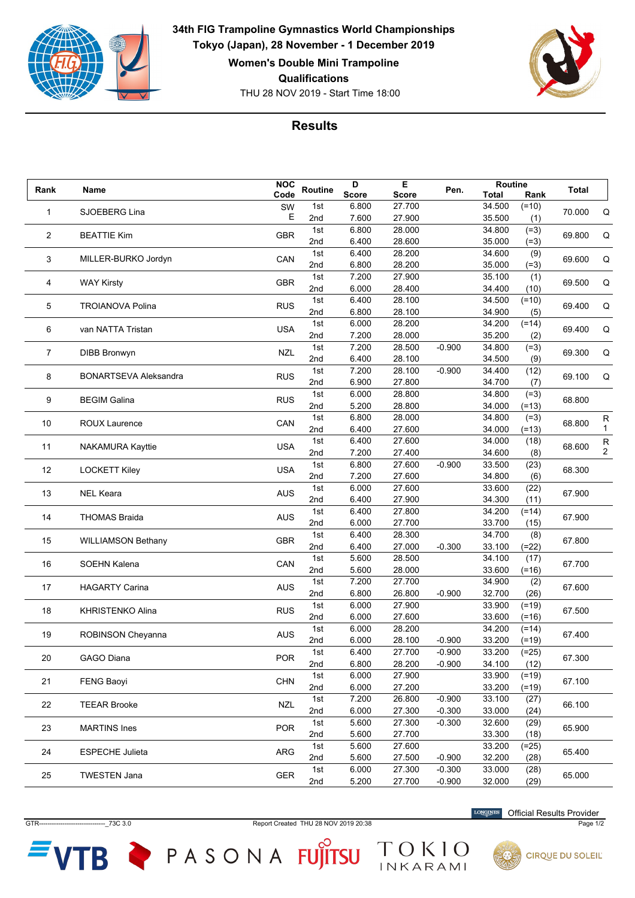# 34th FIG Trampoline Gymnastics World Championships

**Tokyo (Japan), 28 November - 1 December 2019**

**Women's Double Mini Trampoline**

**Qualifications**

THU 28 NOV 2019 - Start Time 18:00

## Results

| Rank | Name | NOC Code | Routine | D Score | E Score | Pen. | Routine Total | Routine Rank | Total | |
|---|---|---|---|---|---|---|---|---|---|---|
| 1 | SJOEBERG Lina | SWE | 1st | 6.800 | 27.700 | | 34.500 | (=10) | 70.000 | Q |
| | | | 2nd | 7.600 | 27.900 | | 35.500 | (1) | | |
| 2 | BEATTIE Kim | GBR | 1st | 6.800 | 28.000 | | 34.800 | (=3) | 69.800 | Q |
| | | | 2nd | 6.400 | 28.600 | | 35.000 | (=3) | | |
| 3 | MILLER-BURKO Jordyn | CAN | 1st | 6.400 | 28.200 | | 34.600 | (9) | 69.600 | Q |
| | | | 2nd | 6.800 | 28.200 | | 35.000 | (=3) | | |
| 4 | WAY Kirsty | GBR | 1st | 7.200 | 27.900 | | 35.100 | (1) | 69.500 | Q |
| | | | 2nd | 6.000 | 28.400 | | 34.400 | (10) | | |
| 5 | TROIANOVA Polina | RUS | 1st | 6.400 | 28.100 | | 34.500 | (=10) | 69.400 | Q |
| | | | 2nd | 6.800 | 28.100 | | 34.900 | (5) | | |
| 6 | van NATTA Tristan | USA | 1st | 6.000 | 28.200 | | 34.200 | (=14) | 69.400 | Q |
| | | | 2nd | 7.200 | 28.000 | | 35.200 | (2) | | |
| 7 | DIBB Bronwyn | NZL | 1st | 7.200 | 28.500 | -0.900 | 34.800 | (=3) | 69.300 | Q |
| | | | 2nd | 6.400 | 28.100 | | 34.500 | (9) | | |
| 8 | BONARTSEVA Aleksandra | RUS | 1st | 7.200 | 28.100 | -0.900 | 34.400 | (12) | 69.100 | Q |
| | | | 2nd | 6.900 | 27.800 | | 34.700 | (7) | | |
| 9 | BEGIM Galina | RUS | 1st | 6.000 | 28.800 | | 34.800 | (=3) | 68.800 | |
| | | | 2nd | 5.200 | 28.800 | | 34.000 | (=13) | | |
| 10 | ROUX Laurence | CAN | 1st | 6.800 | 28.000 | | 34.800 | (=3) | 68.800 | R1 |
| | | | 2nd | 6.400 | 27.600 | | 34.000 | (=13) | | |
| 11 | NAKAMURA Kayttie | USA | 1st | 6.400 | 27.600 | | 34.000 | (18) | 68.600 | R2 |
| | | | 2nd | 7.200 | 27.400 | | 34.600 | (8) | | |
| 12 | LOCKETT Kiley | USA | 1st | 6.800 | 27.600 | -0.900 | 33.500 | (23) | 68.300 | |
| | | | 2nd | 7.200 | 27.600 | | 34.800 | (6) | | |
| 13 | NEL Keara | AUS | 1st | 6.000 | 27.600 | | 33.600 | (22) | 67.900 | |
| | | | 2nd | 6.400 | 27.900 | | 34.300 | (11) | | |
| 14 | THOMAS Braida | AUS | 1st | 6.400 | 27.800 | | 34.200 | (=14) | 67.900 | |
| | | | 2nd | 6.000 | 27.700 | | 33.700 | (15) | | |
| 15 | WILLIAMSON Bethany | GBR | 1st | 6.400 | 28.300 | | 34.700 | (8) | 67.800 | |
| | | | 2nd | 6.400 | 27.000 | -0.300 | 33.100 | (=22) | | |
| 16 | SOEHN Kalena | CAN | 1st | 5.600 | 28.500 | | 34.100 | (17) | 67.700 | |
| | | | 2nd | 5.600 | 28.000 | | 33.600 | (=16) | | |
| 17 | HAGARTY Carina | AUS | 1st | 7.200 | 27.700 | | 34.900 | (2) | 67.600 | |
| | | | 2nd | 6.800 | 26.800 | -0.900 | 32.700 | (26) | | |
| 18 | KHRISTENKO Alina | RUS | 1st | 6.000 | 27.900 | | 33.900 | (=19) | 67.500 | |
| | | | 2nd | 6.000 | 27.600 | | 33.600 | (=16) | | |
| 19 | ROBINSON Cheyanna | AUS | 1st | 6.000 | 28.200 | | 34.200 | (=14) | 67.400 | |
| | | | 2nd | 6.000 | 28.100 | -0.900 | 33.200 | (=19) | | |
| 20 | GAGO Diana | POR | 1st | 6.400 | 27.700 | -0.900 | 33.200 | (=25) | 67.300 | |
| | | | 2nd | 6.800 | 28.200 | -0.900 | 34.100 | (12) | | |
| 21 | FENG Baoyi | CHN | 1st | 6.000 | 27.900 | | 33.900 | (=19) | 67.100 | |
| | | | 2nd | 6.000 | 27.200 | | 33.200 | (=19) | | |
| 22 | TEEAR Brooke | NZL | 1st | 7.200 | 26.800 | -0.900 | 33.100 | (27) | 66.100 | |
| | | | 2nd | 6.000 | 27.300 | -0.300 | 33.000 | (24) | | |
| 23 | MARTINS Ines | POR | 1st | 5.600 | 27.300 | -0.300 | 32.600 | (29) | 65.900 | |
| | | | 2nd | 5.600 | 27.700 | | 33.300 | (18) | | |
| 24 | ESPECHE Julieta | ARG | 1st | 5.600 | 27.600 | | 33.200 | (=25) | 65.400 | |
| | | | 2nd | 5.600 | 27.500 | -0.900 | 32.200 | (28) | | |
| 25 | TWESTEN Jana | GER | 1st | 6.000 | 27.300 | -0.300 | 33.000 | (28) | 65.000 | |
| | | | 2nd | 5.200 | 27.700 | -0.900 | 32.000 | (29) | | |

GTR--------------------------------_73C 3.0 Report Created THU 28 NOV 2019 20:38

Official Results Provider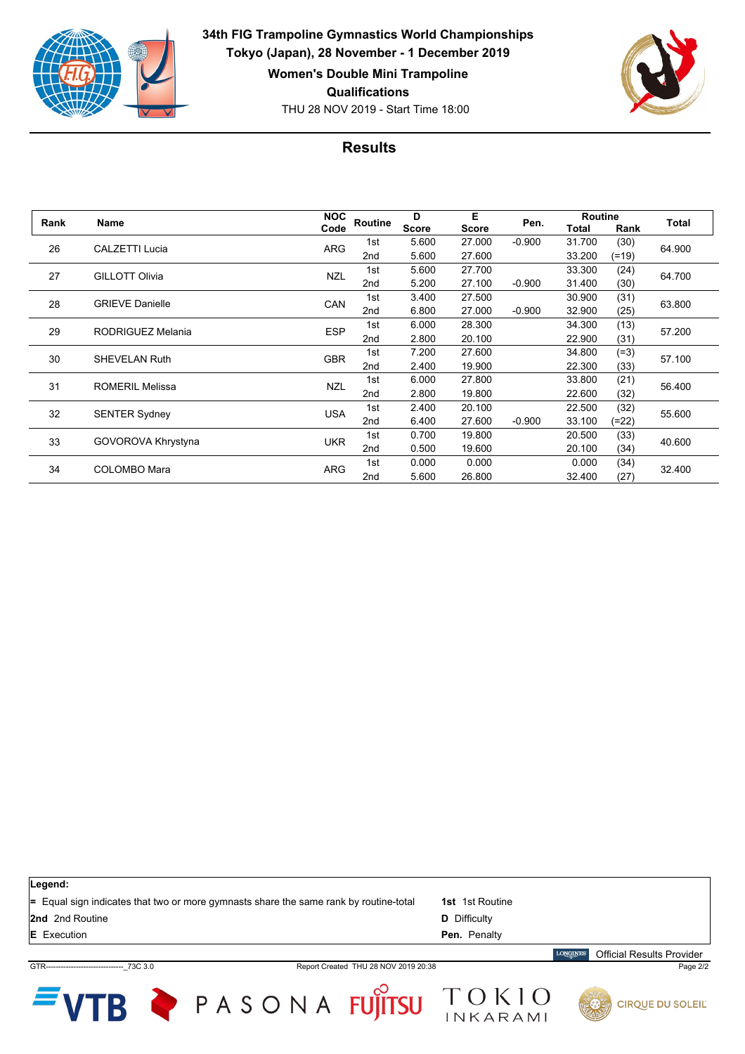# 34th FIG Trampoline Gymnastics World Championships

**Tokyo (Japan), 28 November - 1 December 2019**

**Women's Double Mini Trampoline**

**Qualifications**

THU 28 NOV 2019 - Start Time 18:00

## Results

| Rank | Name | NOC Code | Routine | D Score | E Score | Pen. | Routine Total | Routine Rank | Total |
|---|---|---|---|---|---|---|---|---|---|
| 26 | CALZETTI Lucia | ARG | 1st | 5.600 | 27.000 | -0.900 | 31.700 | (30) | 64.900 |
| | | | 2nd | 5.600 | 27.600 | | 33.200 | (=19) | |
| 27 | GILLOTT Olivia | NZL | 1st | 5.600 | 27.700 | | 33.300 | (24) | 64.700 |
| | | | 2nd | 5.200 | 27.100 | -0.900 | 31.400 | (30) | |
| 28 | GRIEVE Danielle | CAN | 1st | 3.400 | 27.500 | | 30.900 | (31) | 63.800 |
| | | | 2nd | 6.800 | 27.000 | -0.900 | 32.900 | (25) | |
| 29 | RODRIGUEZ Melania | ESP | 1st | 6.000 | 28.300 | | 34.300 | (13) | 57.200 |
| | | | 2nd | 2.800 | 20.100 | | 22.900 | (31) | |
| 30 | SHEVELAN Ruth | GBR | 1st | 7.200 | 27.600 | | 34.800 | (=3) | 57.100 |
| | | | 2nd | 2.400 | 19.900 | | 22.300 | (33) | |
| 31 | ROMERIL Melissa | NZL | 1st | 6.000 | 27.800 | | 33.800 | (21) | 56.400 |
| | | | 2nd | 2.800 | 19.800 | | 22.600 | (32) | |
| 32 | SENTER Sydney | USA | 1st | 2.400 | 20.100 | | 22.500 | (32) | 55.600 |
| | | | 2nd | 6.400 | 27.600 | -0.900 | 33.100 | (=22) | |
| 33 | GOVOROVA Khrystyna | UKR | 1st | 0.700 | 19.800 | | 20.500 | (33) | 40.600 |
| | | | 2nd | 0.500 | 19.600 | | 20.100 | (34) | |
| 34 | COLOMBO Mara | ARG | 1st | 0.000 | 0.000 | | 0.000 | (34) | 32.400 |
| | | | 2nd | 5.600 | 26.800 | | 32.400 | (27) | |

**Legend:**

**=** Equal sign indicates that two or more gymnasts share the same rank by routine-total

**1st** 1st Routine

**2nd** 2nd Routine

**D** Difficulty

**E** Execution

**Pen.** Penalty

Official Results Provider

GTR-------------------------------_73C 3.0 Report Created THU 28 NOV 2019 20:38